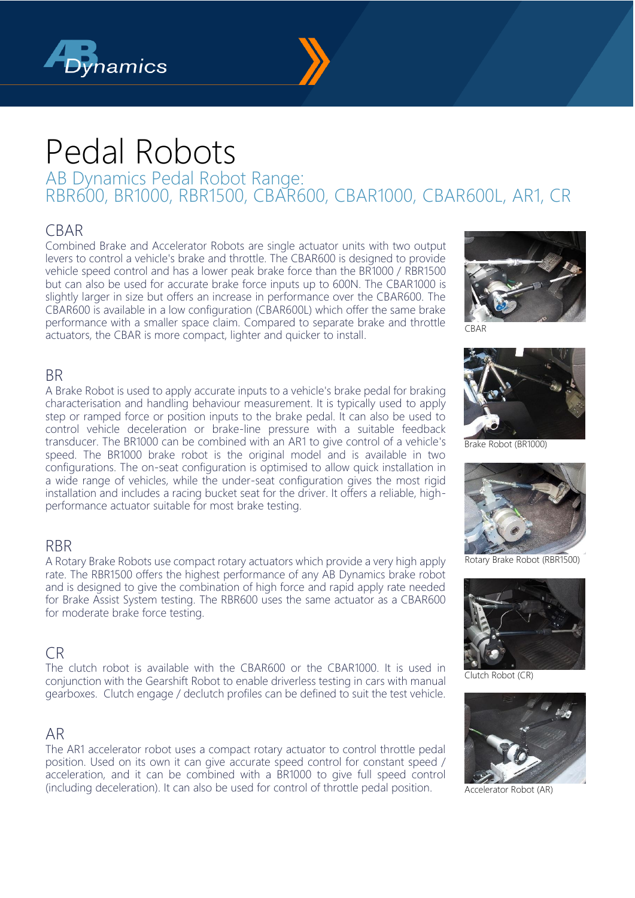# Pedal Robots

## AB Dynamics Pedal Robot Range:
## RBR600, BR1000, RBR1500, CBAR600, CBAR1000, CBAR600L, AR1, CR

### CBAR

Combined Brake and Accelerator Robots are single actuator units with two output levers to control a vehicle's brake and throttle. The CBAR600 is designed to provide vehicle speed control and has a lower peak brake force than the BR1000 / RBR1500 but can also be used for accurate brake force inputs up to 600N. The CBAR1000 is slightly larger in size but offers an increase in performance over the CBAR600. The CBAR600 is available in a low configuration (CBAR600L) which offer the same brake performance with a smaller space claim. Compared to separate brake and throttle actuators, the CBAR is more compact, lighter and quicker to install.

CBAR

### BR

A Brake Robot is used to apply accurate inputs to a vehicle's brake pedal for braking characterisation and handling behaviour measurement. It is typically used to apply step or ramped force or position inputs to the brake pedal. It can also be used to control vehicle deceleration or brake-line pressure with a suitable feedback transducer. The BR1000 can be combined with an AR1 to give control of a vehicle's speed. The BR1000 brake robot is the original model and is available in two configurations. The on-seat configuration is optimised to allow quick installation in a wide range of vehicles, while the under-seat configuration gives the most rigid installation and includes a racing bucket seat for the driver. It offers a reliable, high-performance actuator suitable for most brake testing.

Brake Robot (BR1000)

### RBR

A Rotary Brake Robots use compact rotary actuators which provide a very high apply rate. The RBR1500 offers the highest performance of any AB Dynamics brake robot and is designed to give the combination of high force and rapid apply rate needed for Brake Assist System testing. The RBR600 uses the same actuator as a CBAR600 for moderate brake force testing.

Rotary Brake Robot (RBR1500)

### CR

The clutch robot is available with the CBAR600 or the CBAR1000. It is used in conjunction with the Gearshift Robot to enable driverless testing in cars with manual gearboxes. Clutch engage / declutch profiles can be defined to suit the test vehicle.

Clutch Robot (CR)

### AR

The AR1 accelerator robot uses a compact rotary actuator to control throttle pedal position. Used on its own it can give accurate speed control for constant speed / acceleration, and it can be combined with a BR1000 to give full speed control (including deceleration). It can also be used for control of throttle pedal position.

Accelerator Robot (AR)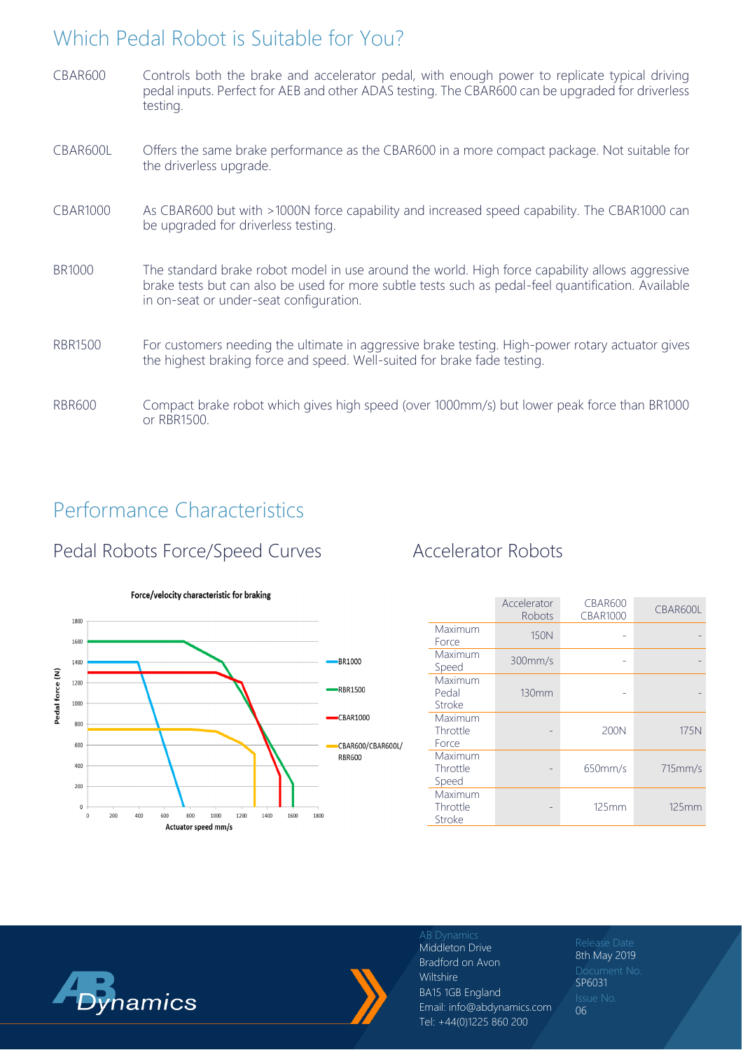# Which Pedal Robot is Suitable for You?

CBAR600 — Controls both the brake and accelerator pedal, with enough power to replicate typical driving pedal inputs. Perfect for AEB and other ADAS testing. The CBAR600 can be upgraded for driverless testing.

CBAR600L — Offers the same brake performance as the CBAR600 in a more compact package. Not suitable for the driverless upgrade.

CBAR1000 — As CBAR600 but with >1000N force capability and increased speed capability. The CBAR1000 can be upgraded for driverless testing.

BR1000 — The standard brake robot model in use around the world. High force capability allows aggressive brake tests but can also be used for more subtle tests such as pedal-feel quantification. Available in on-seat or under-seat configuration.

RBR1500 — For customers needing the ultimate in aggressive brake testing. High-power rotary actuator gives the highest braking force and speed. Well-suited for brake fade testing.

RBR600 — Compact brake robot which gives high speed (over 1000mm/s) but lower peak force than BR1000 or RBR1500.

# Performance Characteristics

## Pedal Robots Force/Speed Curves

Force/velocity characteristic for braking

Pedal force (N)

0
200
400
600
800
1000
1200
1400
1600
1800

Actuator speed mm/s

0
200
400
600
800
1000
1200
1400
1600
1800

BR1000
RBR1500
CBAR1000
CBAR600/CBAR600L/RBR600

## Accelerator Robots

| | Accelerator Robots | CBAR600 CBAR1000 | CBAR600L |
|---|---|---|---|
| Maximum Force | 150N | - | - |
| Maximum Speed | 300mm/s | - | - |
| Maximum Pedal Stroke | 130mm | - | - |
| Maximum Throttle Force | - | 200N | 175N |
| Maximum Throttle Speed | - | 650mm/s | 715mm/s |
| Maximum Throttle Stroke | - | 125mm | 125mm |

AB Dynamics
Middleton Drive
Bradford on Avon
Wiltshire
BA15 1GB England
Email: info@abdynamics.com
Tel: +44(0)1225 860 200

Release Date
8th May 2019
Document No.
SP6031
Issue No.
06